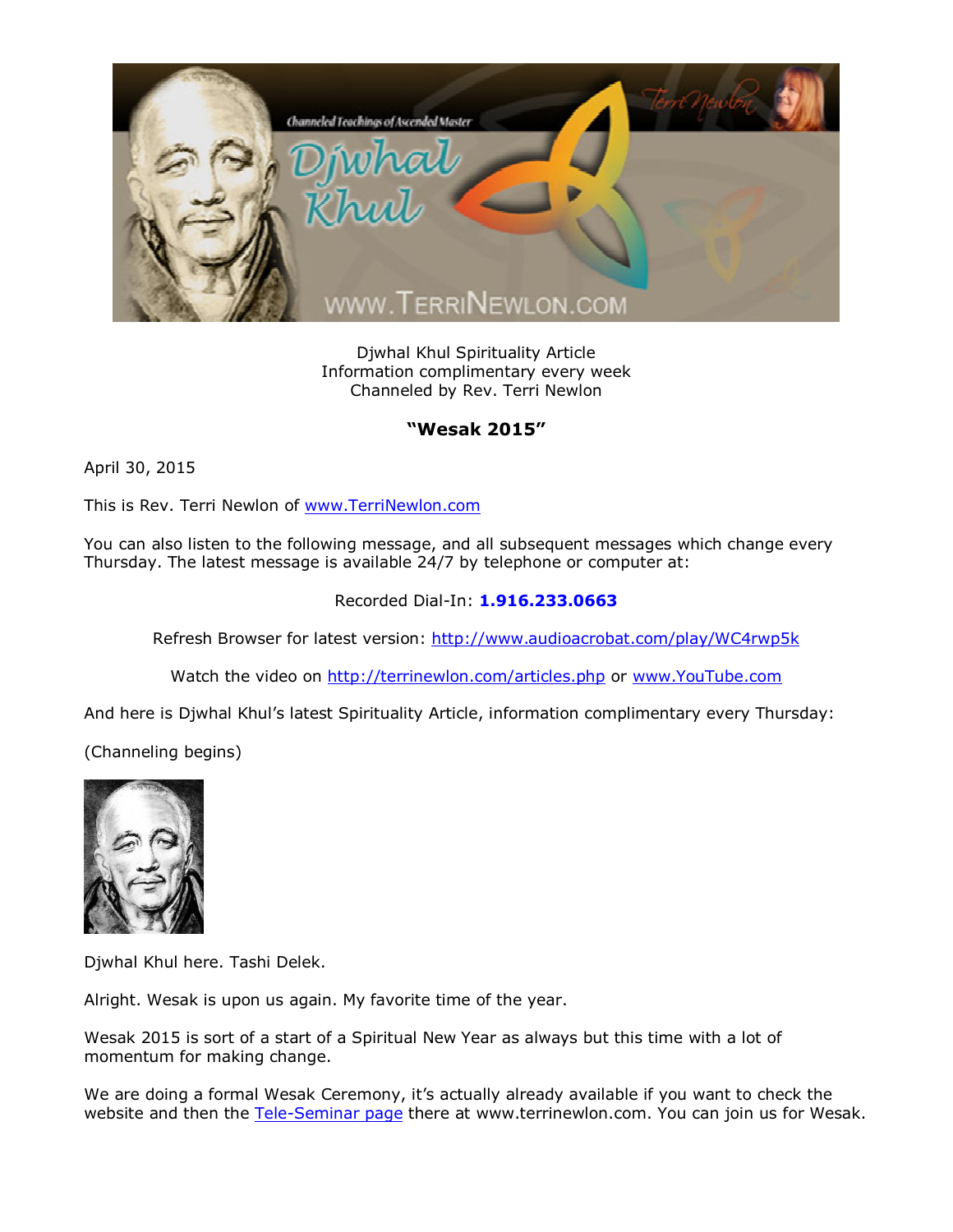Djwhal Khul Spirituality Article
Information complimentary every week
Channeled by Rev. Terri Newlon

## "Wesak 2015"

April 30, 2015

This is Rev. Terri Newlon of [www.TerriNewlon.com](http://www.TerriNewlon.com)

You can also listen to the following message, and all subsequent messages which change every Thursday. The latest message is available 24/7 by telephone or computer at:

Recorded Dial-In: **1.916.233.0663**

Refresh Browser for latest version: [http://www.audioacrobat.com/play/WC4rwp5k](http://www.audioacrobat.com/play/WC4rwp5k)

Watch the video on [http://terrinewlon.com/articles.php](http://terrinewlon.com/articles.php) or [www.YouTube.com](http://www.YouTube.com)

And here is Djwhal Khul's latest Spirituality Article, information complimentary every Thursday:

(Channeling begins)

Djwhal Khul here. Tashi Delek.

Alright. Wesak is upon us again. My favorite time of the year.

Wesak 2015 is sort of a start of a Spiritual New Year as always but this time with a lot of momentum for making change.

We are doing a formal Wesak Ceremony, it's actually already available if you want to check the website and then the Tele-Seminar page there at www.terrinewlon.com. You can join us for Wesak.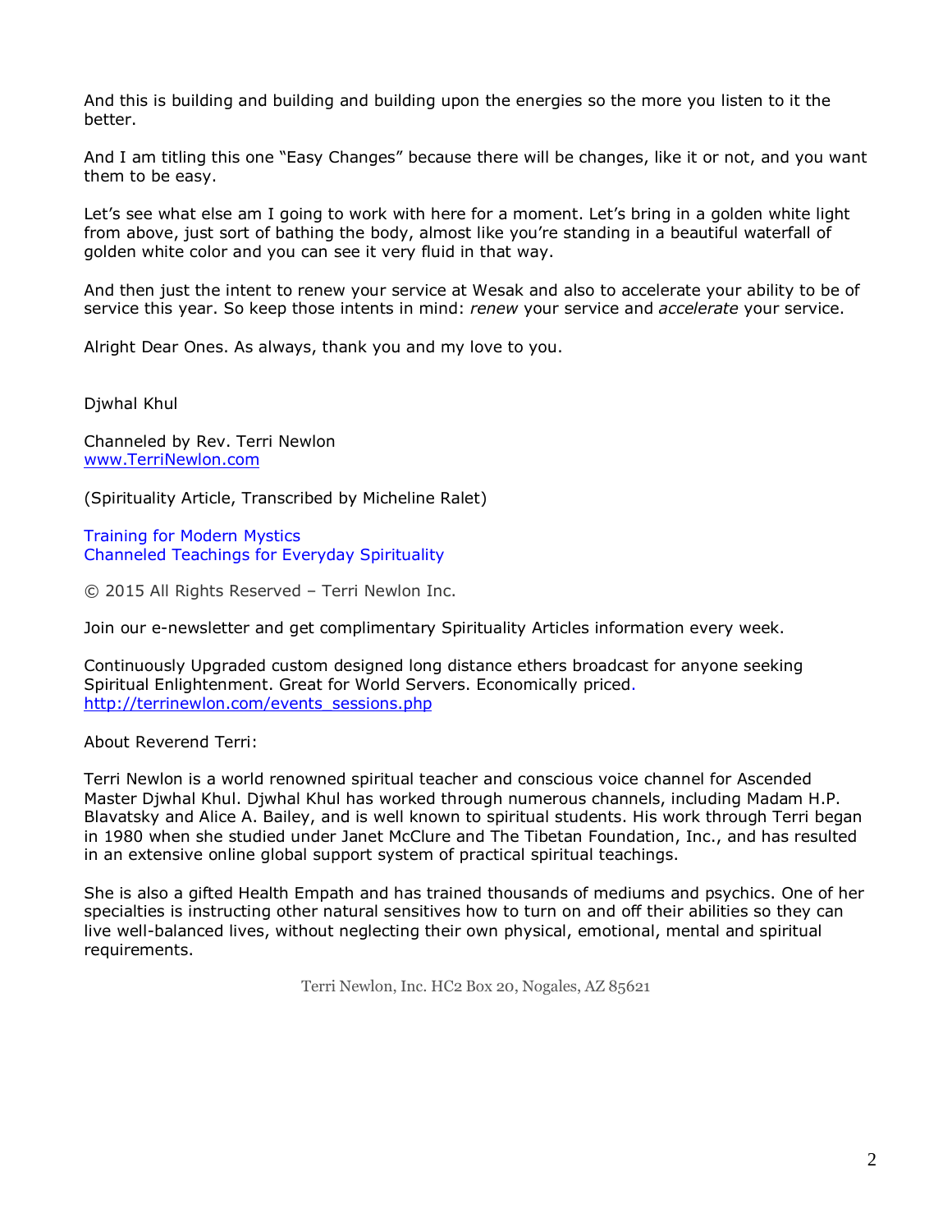And this is building and building and building upon the energies so the more you listen to it the better.

And I am titling this one "Easy Changes" because there will be changes, like it or not, and you want them to be easy.

Let's see what else am I going to work with here for a moment. Let's bring in a golden white light from above, just sort of bathing the body, almost like you're standing in a beautiful waterfall of golden white color and you can see it very fluid in that way.

And then just the intent to renew your service at Wesak and also to accelerate your ability to be of service this year. So keep those intents in mind: *renew* your service and *accelerate* your service.

Alright Dear Ones. As always, thank you and my love to you.

Djwhal Khul

Channeled by Rev. Terri Newlon
www.TerriNewlon.com

(Spirituality Article, Transcribed by Micheline Ralet)

Training for Modern Mystics
Channeled Teachings for Everyday Spirituality

© 2015 All Rights Reserved – Terri Newlon Inc.

Join our e-newsletter and get complimentary Spirituality Articles information every week.

Continuously Upgraded custom designed long distance ethers broadcast for anyone seeking Spiritual Enlightenment. Great for World Servers. Economically priced.
http://terrinewlon.com/events_sessions.php

About Reverend Terri:

Terri Newlon is a world renowned spiritual teacher and conscious voice channel for Ascended Master Djwhal Khul. Djwhal Khul has worked through numerous channels, including Madam H.P. Blavatsky and Alice A. Bailey, and is well known to spiritual students. His work through Terri began in 1980 when she studied under Janet McClure and The Tibetan Foundation, Inc., and has resulted in an extensive online global support system of practical spiritual teachings.

She is also a gifted Health Empath and has trained thousands of mediums and psychics. One of her specialties is instructing other natural sensitives how to turn on and off their abilities so they can live well-balanced lives, without neglecting their own physical, emotional, mental and spiritual requirements.

Terri Newlon, Inc. HC2 Box 20, Nogales, AZ 85621